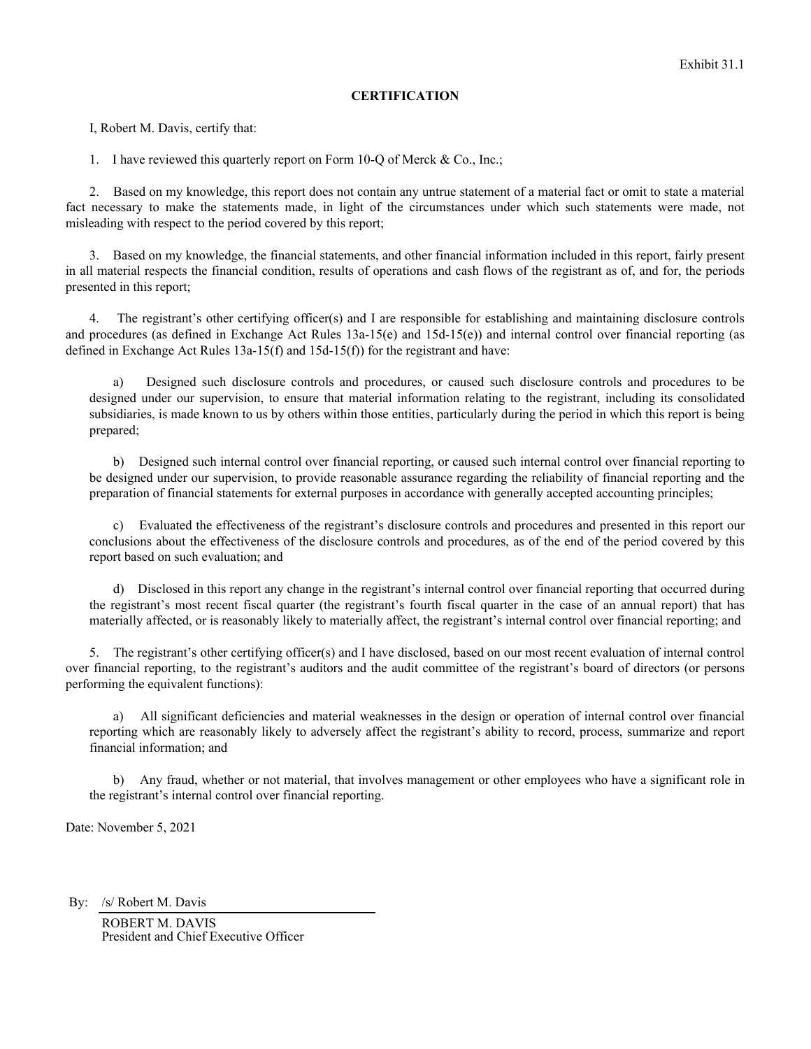Exhibit 31.1

**CERTIFICATION**

I, Robert M. Davis, certify that:

1. I have reviewed this quarterly report on Form 10-Q of Merck & Co., Inc.;

2. Based on my knowledge, this report does not contain any untrue statement of a material fact or omit to state a material fact necessary to make the statements made, in light of the circumstances under which such statements were made, not misleading with respect to the period covered by this report;

3. Based on my knowledge, the financial statements, and other financial information included in this report, fairly present in all material respects the financial condition, results of operations and cash flows of the registrant as of, and for, the periods presented in this report;

4. The registrant's other certifying officer(s) and I are responsible for establishing and maintaining disclosure controls and procedures (as defined in Exchange Act Rules 13a-15(e) and 15d-15(e)) and internal control over financial reporting (as defined in Exchange Act Rules 13a-15(f) and 15d-15(f)) for the registrant and have:

a) Designed such disclosure controls and procedures, or caused such disclosure controls and procedures to be designed under our supervision, to ensure that material information relating to the registrant, including its consolidated subsidiaries, is made known to us by others within those entities, particularly during the period in which this report is being prepared;

b) Designed such internal control over financial reporting, or caused such internal control over financial reporting to be designed under our supervision, to provide reasonable assurance regarding the reliability of financial reporting and the preparation of financial statements for external purposes in accordance with generally accepted accounting principles;

c) Evaluated the effectiveness of the registrant's disclosure controls and procedures and presented in this report our conclusions about the effectiveness of the disclosure controls and procedures, as of the end of the period covered by this report based on such evaluation; and

d) Disclosed in this report any change in the registrant's internal control over financial reporting that occurred during the registrant's most recent fiscal quarter (the registrant's fourth fiscal quarter in the case of an annual report) that has materially affected, or is reasonably likely to materially affect, the registrant's internal control over financial reporting; and

5. The registrant's other certifying officer(s) and I have disclosed, based on our most recent evaluation of internal control over financial reporting, to the registrant's auditors and the audit committee of the registrant's board of directors (or persons performing the equivalent functions):

a) All significant deficiencies and material weaknesses in the design or operation of internal control over financial reporting which are reasonably likely to adversely affect the registrant's ability to record, process, summarize and report financial information; and

b) Any fraud, whether or not material, that involves management or other employees who have a significant role in the registrant's internal control over financial reporting.

Date: November 5, 2021

By: /s/ Robert M. Davis

ROBERT M. DAVIS
President and Chief Executive Officer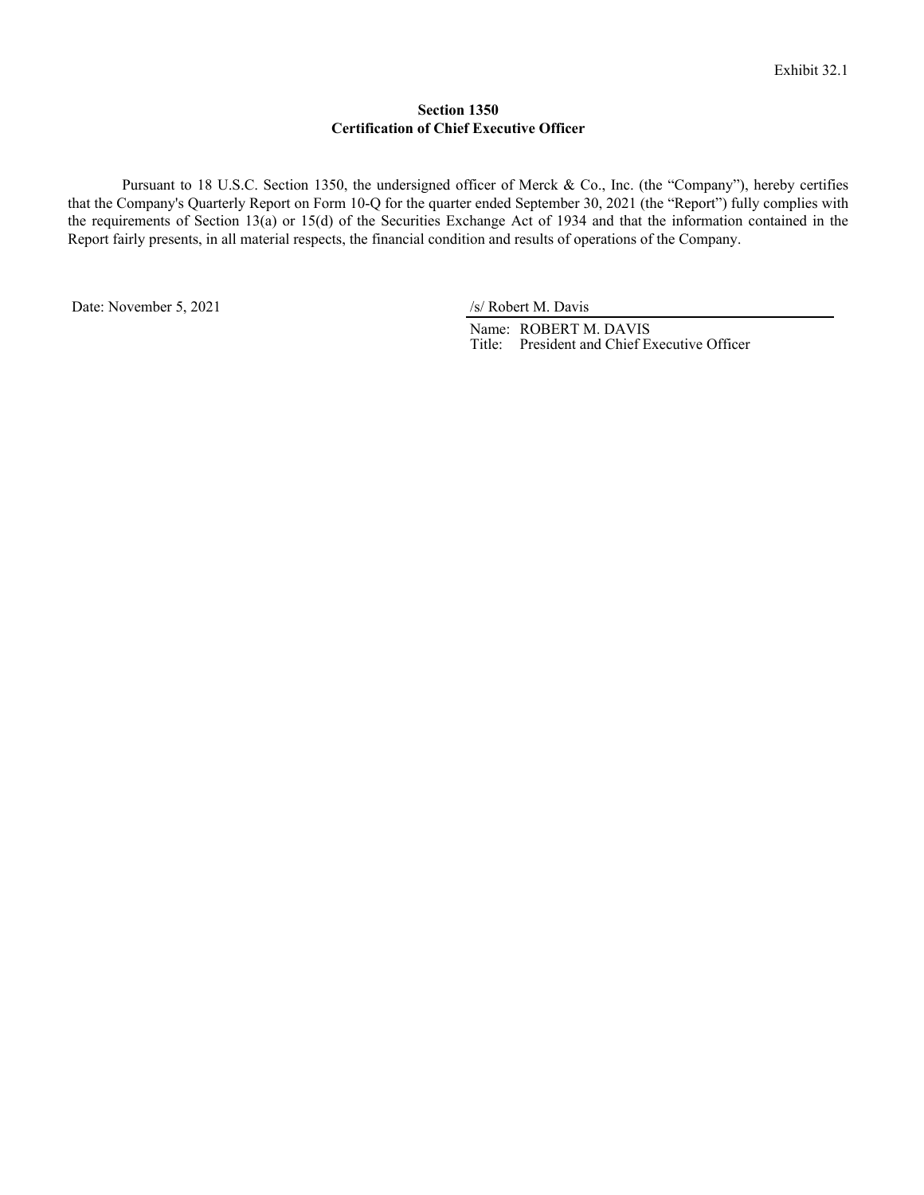Exhibit 32.1

**Section 1350**
**Certification of Chief Executive Officer**

Pursuant to 18 U.S.C. Section 1350, the undersigned officer of Merck & Co., Inc. (the "Company"), hereby certifies that the Company's Quarterly Report on Form 10-Q for the quarter ended September 30, 2021 (the "Report") fully complies with the requirements of Section 13(a) or 15(d) of the Securities Exchange Act of 1934 and that the information contained in the Report fairly presents, in all material respects, the financial condition and results of operations of the Company.

Date: November 5, 2021

/s/ Robert M. Davis

Name: ROBERT M. DAVIS
Title: President and Chief Executive Officer